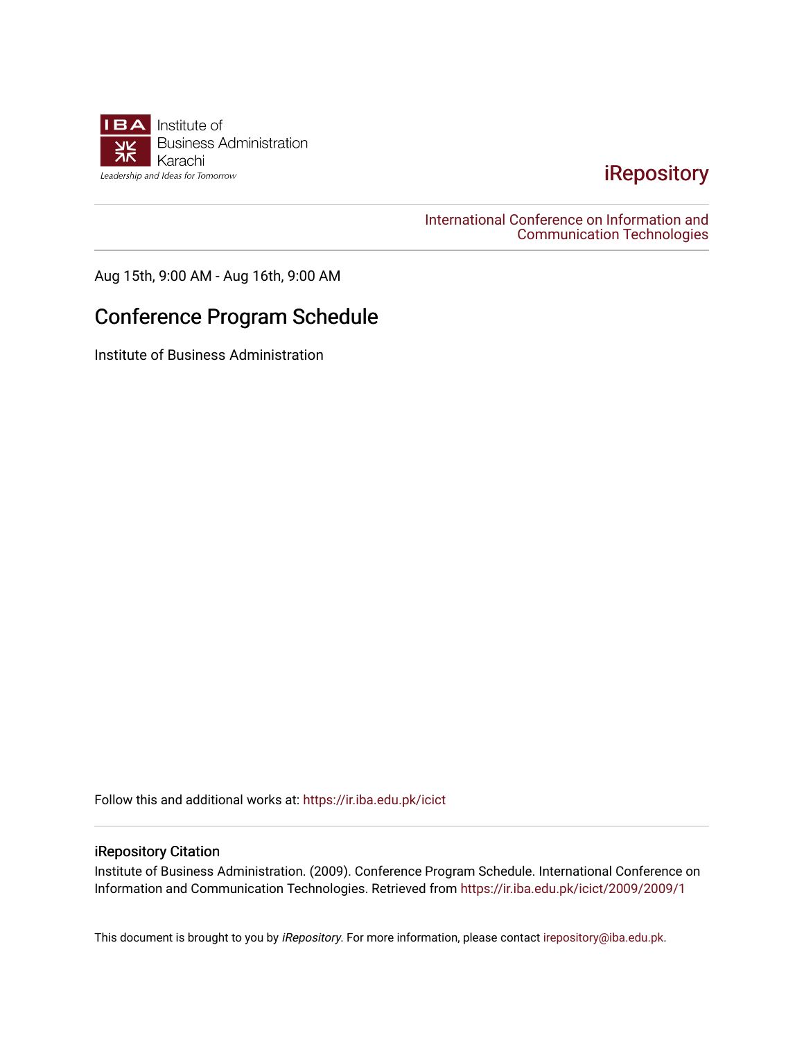Institute of Business Administration Karachi

Leadership and Ideas for Tomorrow

iRepository

International Conference on Information and Communication Technologies

Aug 15th, 9:00 AM - Aug 16th, 9:00 AM

# Conference Program Schedule

Institute of Business Administration

Follow this and additional works at: https://ir.iba.edu.pk/icict

## iRepository Citation

Institute of Business Administration. (2009). Conference Program Schedule. International Conference on Information and Communication Technologies. Retrieved from https://ir.iba.edu.pk/icict/2009/2009/1

This document is brought to you by *iRepository*. For more information, please contact irepository@iba.edu.pk.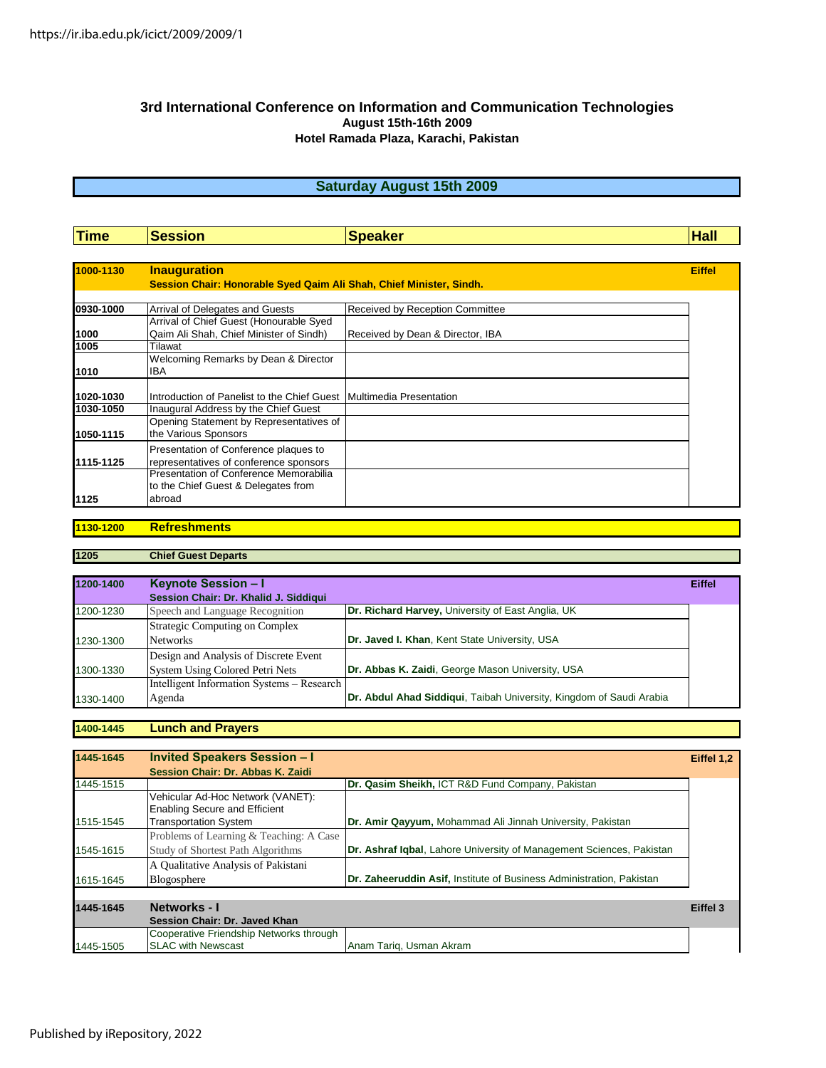# 3rd International Conference on Information and Communication Technologies

**August 15th-16th 2009**

**Hotel Ramada Plaza, Karachi, Pakistan**

## Saturday August 15th 2009

| Time | Session | Speaker | Hall |
|---|---|---|---|
| **1000-1130** | **Inauguration**<br>**Session Chair: Honorable Syed Qaim Ali Shah, Chief Minister, Sindh.** | | **Eiffel** |
| **0930-1000** | Arrival of Delegates and Guests | Received by Reception Committee | |
| **1000** | Arrival of Chief Guest (Honourable Syed Qaim Ali Shah, Chief Minister of Sindh) | Received by Dean & Director, IBA | |
| **1005** | Tilawat | | |
| **1010** | Welcoming Remarks by Dean & Director IBA | | |
| **1020-1030** | Introduction of Panelist to the Chief Guest | Multimedia Presentation | |
| **1030-1050** | Inaugural Address by the Chief Guest | | |
| **1050-1115** | Opening Statement by Representatives of the Various Sponsors | | |
| **1115-1125** | Presentation of Conference plaques to representatives of conference sponsors | | |
| **1125** | Presentation of Conference Memorabilia to the Chief Guest & Delegates from abroad | | |
| **1130-1200** | **Refreshments** | | |
| **1205** | **Chief Guest Departs** | | |
| **1200-1400** | **Keynote Session – I**<br>**Session Chair: Dr. Khalid J. Siddiqui** | | **Eiffel** |
| 1200-1230 | Speech and Language Recognition | **Dr. Richard Harvey,** University of East Anglia, UK | |
| 1230-1300 | Strategic Computing on Complex Networks | **Dr. Javed I. Khan**, Kent State University, USA | |
| 1300-1330 | Design and Analysis of Discrete Event System Using Colored Petri Nets | **Dr. Abbas K. Zaidi**, George Mason University, USA | |
| 1330-1400 | Intelligent Information Systems – Research Agenda | **Dr. Abdul Ahad Siddiqui**, Taibah University, Kingdom of Saudi Arabia | |
| **1400-1445** | **Lunch and Prayers** | | |
| **1445-1645** | **Invited Speakers Session – I**<br>**Session Chair: Dr. Abbas K. Zaidi** | | **Eiffel 1,2** |
| 1445-1515 | | **Dr. Qasim Sheikh,** ICT R&D Fund Company, Pakistan | |
| 1515-1545 | Vehicular Ad-Hoc Network (VANET): Enabling Secure and Efficient Transportation System | **Dr. Amir Qayyum,** Mohammad Ali Jinnah University, Pakistan | |
| 1545-1615 | Problems of Learning & Teaching: A Case Study of Shortest Path Algorithms | **Dr. Ashraf Iqbal**, Lahore University of Management Sciences, Pakistan | |
| 1615-1645 | A Qualitative Analysis of Pakistani Blogosphere | **Dr. Zaheeruddin Asif,** Institute of Business Administration, Pakistan | |
| **1445-1645** | **Networks - I**<br>**Session Chair: Dr. Javed Khan** | | **Eiffel 3** |
| 1445-1505 | Cooperative Friendship Networks through SLAC with Newscast | Anam Tariq, Usman Akram | |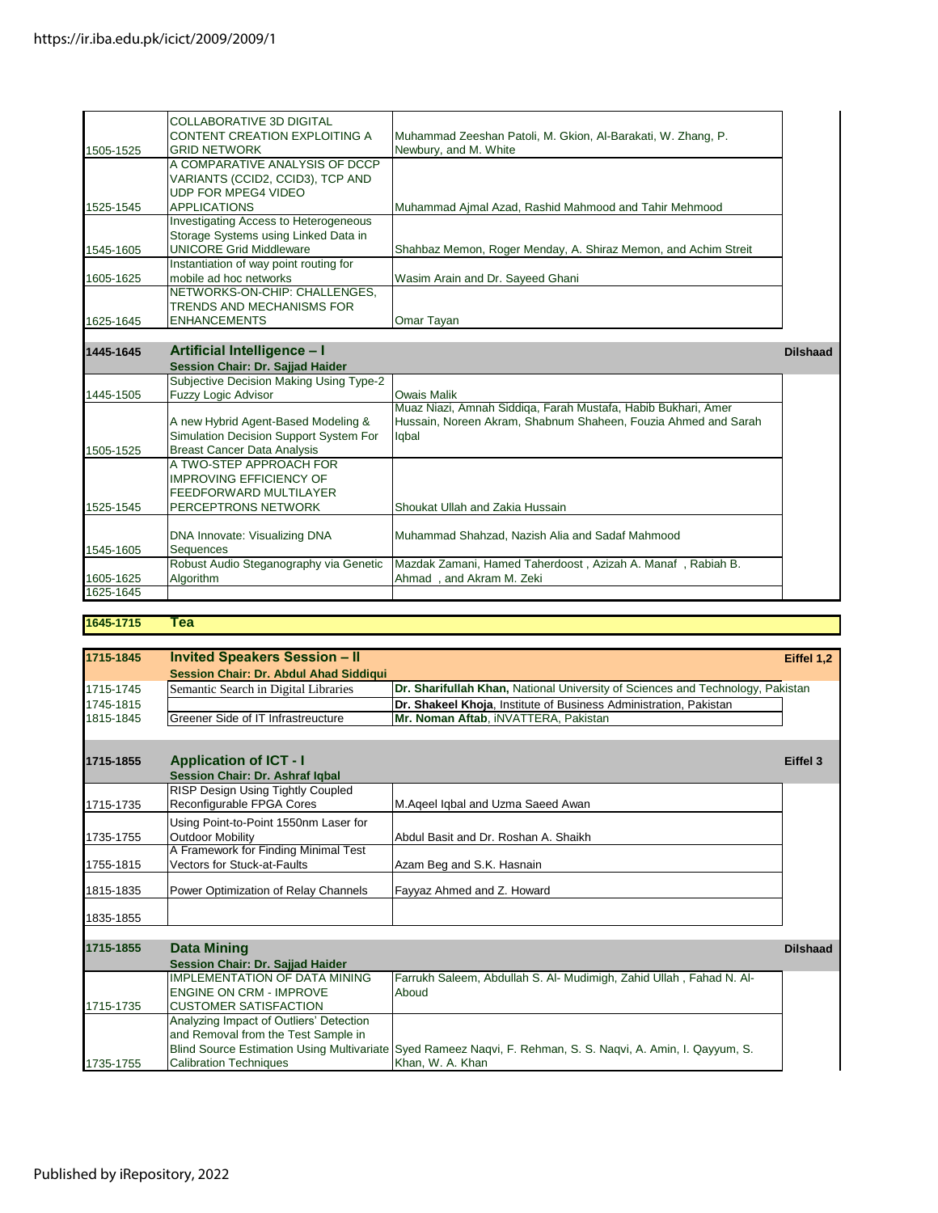| | | |
|---|---|---|
| 1505-1525 | COLLABORATIVE 3D DIGITAL CONTENT CREATION EXPLOITING A GRID NETWORK | Muhammad Zeeshan Patoli, M. Gkion, Al-Barakati, W. Zhang, P. Newbury, and M. White |
| 1525-1545 | A COMPARATIVE ANALYSIS OF DCCP VARIANTS (CCID2, CCID3), TCP AND UDP FOR MPEG4 VIDEO APPLICATIONS | Muhammad Ajmal Azad, Rashid Mahmood and Tahir Mehmood |
| 1545-1605 | Investigating Access to Heterogeneous Storage Systems using Linked Data in UNICORE Grid Middleware | Shahbaz Memon, Roger Menday, A. Shiraz Memon, and Achim Streit |
| 1605-1625 | Instantiation of way point routing for mobile ad hoc networks | Wasim Arain and Dr. Sayeed Ghani |
| 1625-1645 | NETWORKS-ON-CHIP: CHALLENGES, TRENDS AND MECHANISMS FOR ENHANCEMENTS | Omar Tayan |

| **1445-1645** | **Artificial Intelligence – I**<br>**Session Chair: Dr. Sajjad Haider** | | **Dilshaad** |
|---|---|---|---|
| 1445-1505 | Subjective Decision Making Using Type-2 Fuzzy Logic Advisor | Owais Malik | |
| 1505-1525 | A new Hybrid Agent-Based Modeling & Simulation Decision Support System For Breast Cancer Data Analysis | Muaz Niazi, Amnah Siddiqa, Farah Mustafa, Habib Bukhari, Amer Hussain, Noreen Akram, Shabnum Shaheen, Fouzia Ahmed and Sarah Iqbal | |
| 1525-1545 | A TWO-STEP APPROACH FOR IMPROVING EFFICIENCY OF FEEDFORWARD MULTILAYER PERCEPTRONS NETWORK | Shoukat Ullah and Zakia Hussain | |
| 1545-1605 | DNA Innovate: Visualizing DNA Sequences | Muhammad Shahzad, Nazish Alia and Sadaf Mahmood | |
| 1605-1625 | Robust Audio Steganography via Genetic Algorithm | Mazdak Zamani, Hamed Taherdoost , Azizah A. Manaf , Rabiah B. Ahmad , and Akram M. Zeki | |
| 1625-1645 | | | |

| **1645-1715** | **Tea** |
|---|---|

| **1715-1845** | **Invited Speakers Session – II**<br>**Session Chair: Dr. Abdul Ahad Siddiqui** | | **Eiffel 1,2** |
|---|---|---|---|
| 1715-1745 | Semantic Search in Digital Libraries | **Dr. Sharifullah Khan,** National University of Sciences and Technology, Pakistan | |
| 1745-1815 | | **Dr. Shakeel Khoja**, Institute of Business Administration, Pakistan | |
| 1815-1845 | Greener Side of IT Infrastreucture | **Mr. Noman Aftab**, iNVATTERA, Pakistan | |

| **1715-1855** | **Application of ICT - I**<br>**Session Chair: Dr. Ashraf Iqbal** | | **Eiffel 3** |
|---|---|---|---|
| 1715-1735 | RISP Design Using Tightly Coupled Reconfigurable FPGA Cores | M.Aqeel Iqbal and Uzma Saeed Awan | |
| 1735-1755 | Using Point-to-Point 1550nm Laser for Outdoor Mobility | Abdul Basit and Dr. Roshan A. Shaikh | |
| 1755-1815 | A Framework for Finding Minimal Test Vectors for Stuck-at-Faults | Azam Beg and S.K. Hasnain | |
| 1815-1835 | Power Optimization of Relay Channels | Fayyaz Ahmed and Z. Howard | |
| 1835-1855 | | | |

| **1715-1855** | **Data Mining**<br>**Session Chair: Dr. Sajjad Haider** | | **Dilshaad** |
|---|---|---|---|
| 1715-1735 | IMPLEMENTATION OF DATA MINING ENGINE ON CRM - IMPROVE CUSTOMER SATISFACTION | Farrukh Saleem, Abdullah S. Al- Mudimigh, Zahid Ullah , Fahad N. Al-Aboud | |
| 1735-1755 | Analyzing Impact of Outliers' Detection and Removal from the Test Sample in Blind Source Estimation Using Multivariate Calibration Techniques | Syed Rameez Naqvi, F. Rehman, S. S. Naqvi, A. Amin, I. Qayyum, S. Khan, W. A. Khan | |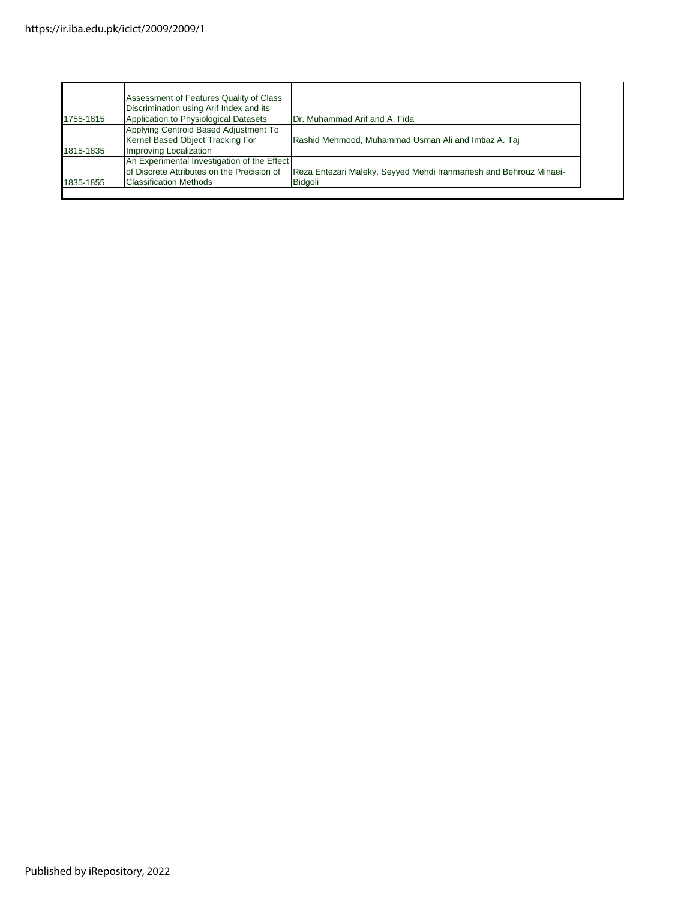| | | |
|---|---|---|
| 1755-1815 | Assessment of Features Quality of Class Discrimination using Arif Index and its Application to Physiological Datasets | Dr. Muhammad Arif and A. Fida |
| 1815-1835 | Applying Centroid Based Adjustment To Kernel Based Object Tracking For Improving Localization | Rashid Mehmood, Muhammad Usman Ali and Imtiaz A. Taj |
| 1835-1855 | An Experimental Investigation of the Effect of Discrete Attributes on the Precision of Classification Methods | Reza Entezari Maleky, Seyyed Mehdi Iranmanesh and Behrouz Minaei-Bidgoli |